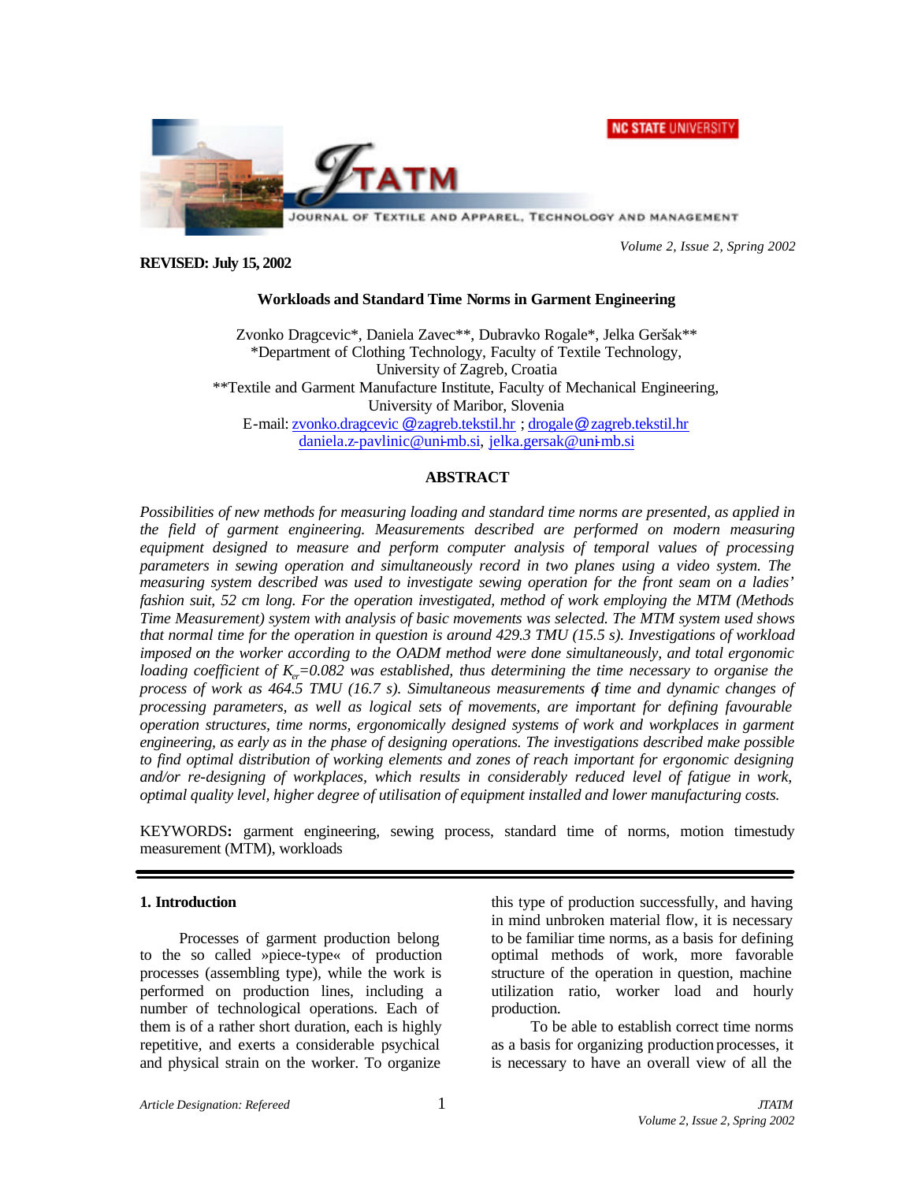REVISED: July 15, 2002

## Workloads and Standard Time Norms in Garment Engineering

Zvonko Dragcevic*, Daniela Zavec**, Dubravko Rogale*, Jelka Geršak**
*Department of Clothing Technology, Faculty of Textile Technology, University of Zagreb, Croatia
**Textile and Garment Manufacture Institute, Faculty of Mechanical Engineering, University of Maribor, Slovenia
E-mail: zvonko.dragcevic@zagreb.tekstil.hr ; drogale@zagreb.tekstil.hr
daniela.z-pavlinic@uni-mb.si, jelka.gersak@uni-mb.si

### ABSTRACT

*Possibilities of new methods for measuring loading and standard time norms are presented, as applied in the field of garment engineering. Measurements described are performed on modern measuring equipment designed to measure and perform computer analysis of temporal values of processing parameters in sewing operation and simultaneously record in two planes using a video system. The measuring system described was used to investigate sewing operation for the front seam on a ladies' fashion suit, 52 cm long. For the operation investigated, method of work employing the MTM (Methods Time Measurement) system with analysis of basic movements was selected. The MTM system used shows that normal time for the operation in question is around 429.3 TMU (15.5 s). Investigations of workload imposed on the worker according to the OADM method were done simultaneously, and total ergonomic loading coefficient of $K_{er}$=0.082 was established, thus determining the time necessary to organise the process of work as 464.5 TMU (16.7 s). Simultaneous measurements of time and dynamic changes of processing parameters, as well as logical sets of movements, are important for defining favourable operation structures, time norms, ergonomically designed systems of work and workplaces in garment engineering, as early as in the phase of designing operations. The investigations described make possible to find optimal distribution of working elements and zones of reach important for ergonomic designing and/or re-designing of workplaces, which results in considerably reduced level of fatigue in work, optimal quality level, higher degree of utilisation of equipment installed and lower manufacturing costs.*

KEYWORDS**:** garment engineering, sewing process, standard time of norms, motion timestudy measurement (MTM), workloads

---

### 1. Introduction

Processes of garment production belong to the so called »piece-type« of production processes (assembling type), while the work is performed on production lines, including a number of technological operations. Each of them is of a rather short duration, each is highly repetitive, and exerts a considerable psychical and physical strain on the worker. To organize this type of production successfully, and having in mind unbroken material flow, it is necessary to be familiar time norms, as a basis for defining optimal methods of work, more favorable structure of the operation in question, machine utilization ratio, worker load and hourly production.

To be able to establish correct time norms as a basis for organizing production processes, it is necessary to have an overall view of all the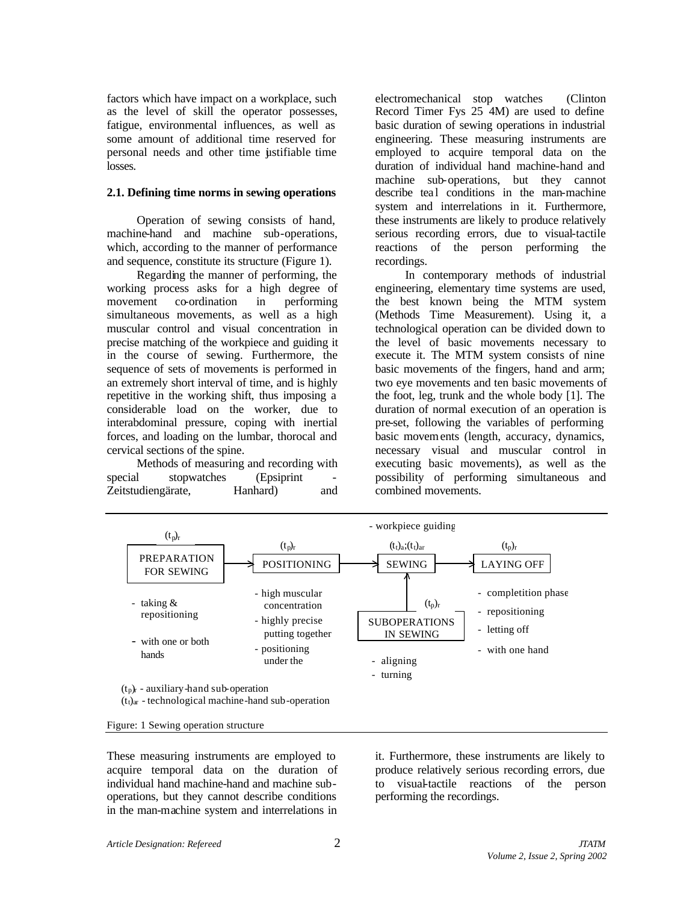factors which have impact on a workplace, such as the level of skill the operator possesses, fatigue, environmental influences, as well as some amount of additional time reserved for personal needs and other time justifiable time losses.

### 2.1. Defining time norms in sewing operations

Operation of sewing consists of hand, machine-hand and machine sub-operations, which, according to the manner of performance and sequence, constitute its structure (Figure 1).

Regarding the manner of performing, the working process asks for a high degree of movement co-ordination in performing simultaneous movements, as well as a high muscular control and visual concentration in precise matching of the workpiece and guiding it in the course of sewing. Furthermore, the sequence of sets of movements is performed in an extremely short interval of time, and is highly repetitive in the working shift, thus imposing a considerable load on the worker, due to interabdominal pressure, coping with inertial forces, and loading on the lumbar, thorocal and cervical sections of the spine.

Methods of measuring and recording with special stopwatches (Epsiprint - Zeitstudiengärate, Hanhard) and electromechanical stop watches (Clinton Record Timer Fys 25 4M) are used to define basic duration of sewing operations in industrial engineering. These measuring instruments are employed to acquire temporal data on the duration of individual hand machine-hand and machine sub-operations, but they cannot describe teal conditions in the man-machine system and interrelations in it. Furthermore, these instruments are likely to produce relatively serious recording errors, due to visual-tactile reactions of the person performing the recordings.

In contemporary methods of industrial engineering, elementary time systems are used, the best known being the MTM system (Methods Time Measurement). Using it, a technological operation can be divided down to the level of basic movements necessary to execute it. The MTM system consists of nine basic movements of the fingers, hand and arm; two eye movements and ten basic movements of the foot, leg, trunk and the whole body [1]. The duration of normal execution of an operation is pre-set, following the variables of performing basic movements (length, accuracy, dynamics, necessary visual and muscular control in executing basic movements), as well as the possibility of performing simultaneous and combined movements.

$(t_p)_r$ PREPARATION FOR SEWING → $(t_p)_r$ POSITIONING → $(t_t)_a;(t_t)_{ar}$ SEWING → $(t_p)_r$ LAYING OFF

- PREPARATION FOR SEWING: taking & repositioning; with one or both hands
- POSITIONING: high muscular concentration; highly precise putting together; positioning under the
- SEWING: workpiece guiding
- $(t_p)_r$ SUBOPERATIONS IN SEWING (→ SEWING): aligning; turning
- LAYING OFF: completition phase; repositioning; letting off; with one hand

$(t_p)_r$ - auxiliary-hand sub-operation
$(t_t)_{ar}$ - technological machine-hand sub-operation

Figure: 1 Sewing operation structure

These measuring instruments are employed to acquire temporal data on the duration of individual hand machine-hand and machine sub-operations, but they cannot describe conditions in the man-machine system and interrelations in it. Furthermore, these instruments are likely to produce relatively serious recording errors, due to visual-tactile reactions of the person performing the recordings.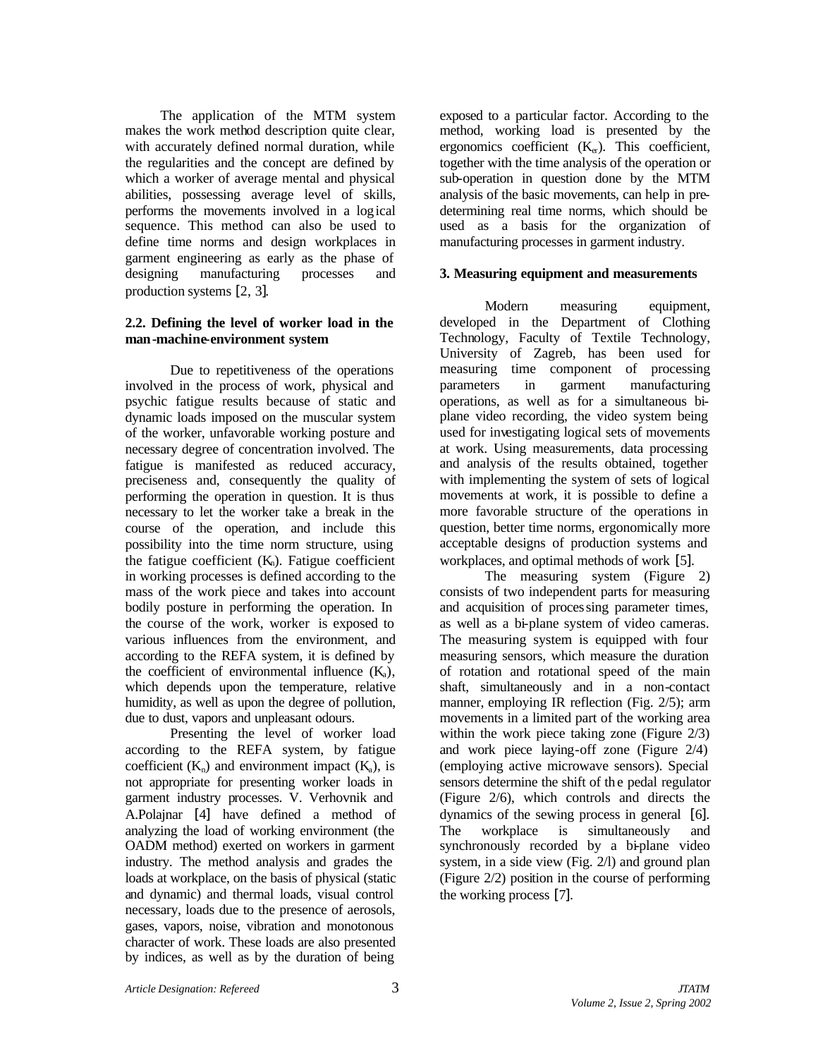The application of the MTM system makes the work method description quite clear, with accurately defined normal duration, while the regularities and the concept are defined by which a worker of average mental and physical abilities, possessing average level of skills, performs the movements involved in a logical sequence. This method can also be used to define time norms and design workplaces in garment engineering as early as the phase of designing manufacturing processes and production systems [2, 3].

### 2.2. Defining the level of worker load in the man-machine-environment system

Due to repetitiveness of the operations involved in the process of work, physical and psychic fatigue results because of static and dynamic loads imposed on the muscular system of the worker, unfavorable working posture and necessary degree of concentration involved. The fatigue is manifested as reduced accuracy, preciseness and, consequently the quality of performing the operation in question. It is thus necessary to let the worker take a break in the course of the operation, and include this possibility into the time norm structure, using the fatigue coefficient ($K_n$). Fatigue coefficient in working processes is defined according to the mass of the work piece and takes into account bodily posture in performing the operation. In the course of the work, worker is exposed to various influences from the environment, and according to the REFA system, it is defined by the coefficient of environmental influence ($K_u$), which depends upon the temperature, relative humidity, as well as upon the degree of pollution, due to dust, vapors and unpleasant odours.

Presenting the level of worker load according to the REFA system, by fatigue coefficient ($K_n$) and environment impact ($K_u$), is not appropriate for presenting worker loads in garment industry processes. V. Verhovnik and A.Polajnar [4] have defined a method of analyzing the load of working environment (the OADM method) exerted on workers in garment industry. The method analysis and grades the loads at workplace, on the basis of physical (static and dynamic) and thermal loads, visual control necessary, loads due to the presence of aerosols, gases, vapors, noise, vibration and monotonous character of work. These loads are also presented by indices, as well as by the duration of being exposed to a particular factor. According to the method, working load is presented by the ergonomics coefficient ($K_{er}$). This coefficient, together with the time analysis of the operation or sub-operation in question done by the MTM analysis of the basic movements, can help in predetermining real time norms, which should be used as a basis for the organization of manufacturing processes in garment industry.

## 3. Measuring equipment and measurements

Modern measuring equipment, developed in the Department of Clothing Technology, Faculty of Textile Technology, University of Zagreb, has been used for measuring time component of processing parameters in garment manufacturing operations, as well as for a simultaneous bi-plane video recording, the video system being used for investigating logical sets of movements at work. Using measurements, data processing and analysis of the results obtained, together with implementing the system of sets of logical movements at work, it is possible to define a more favorable structure of the operations in question, better time norms, ergonomically more acceptable designs of production systems and workplaces, and optimal methods of work [5].

The measuring system (Figure 2) consists of two independent parts for measuring and acquisition of processing parameter times, as well as a bi-plane system of video cameras. The measuring system is equipped with four measuring sensors, which measure the duration of rotation and rotational speed of the main shaft, simultaneously and in a non-contact manner, employing IR reflection (Fig. 2/5); arm movements in a limited part of the working area within the work piece taking zone (Figure 2/3) and work piece laying-off zone (Figure 2/4) (employing active microwave sensors). Special sensors determine the shift of the pedal regulator (Figure 2/6), which controls and directs the dynamics of the sewing process in general [6]. The workplace is simultaneously and synchronously recorded by a bi-plane video system, in a side view (Fig. 2/l) and ground plan (Figure 2/2) position in the course of performing the working process [7].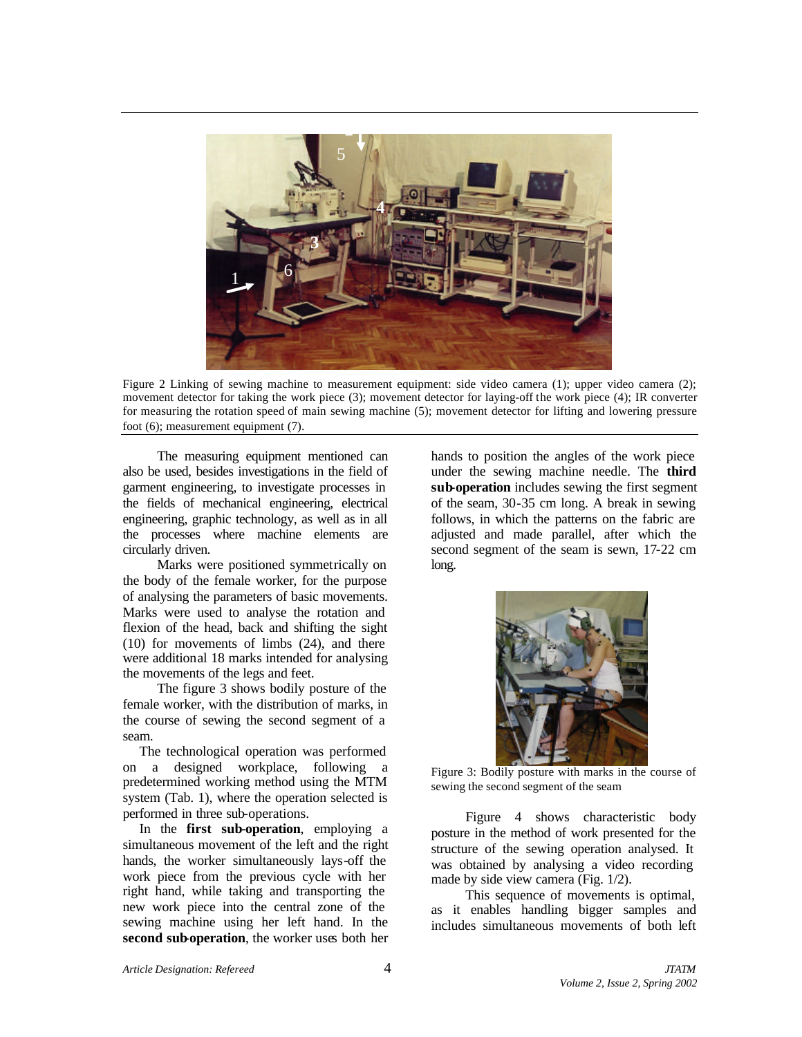Figure 2 Linking of sewing machine to measurement equipment: side video camera (1); upper video camera (2); movement detector for taking the work piece (3); movement detector for laying-off the work piece (4); IR converter for measuring the rotation speed of main sewing machine (5); movement detector for lifting and lowering pressure foot (6); measurement equipment (7).

The measuring equipment mentioned can also be used, besides investigations in the field of garment engineering, to investigate processes in the fields of mechanical engineering, electrical engineering, graphic technology, as well as in all the processes where machine elements are circularly driven.

Marks were positioned symmetrically on the body of the female worker, for the purpose of analysing the parameters of basic movements. Marks were used to analyse the rotation and flexion of the head, back and shifting the sight (10) for movements of limbs (24), and there were additional 18 marks intended for analysing the movements of the legs and feet.

The figure 3 shows bodily posture of the female worker, with the distribution of marks, in the course of sewing the second segment of a seam.

The technological operation was performed on a designed workplace, following a predetermined working method using the MTM system (Tab. 1), where the operation selected is performed in three sub-operations.

In the **first sub-operation**, employing a simultaneous movement of the left and the right hands, the worker simultaneously lays-off the work piece from the previous cycle with her right hand, while taking and transporting the new work piece into the central zone of the sewing machine using her left hand. In the **second sub-operation**, the worker uses both her hands to position the angles of the work piece under the sewing machine needle. The **third sub-operation** includes sewing the first segment of the seam, 30-35 cm long. A break in sewing follows, in which the patterns on the fabric are adjusted and made parallel, after which the second segment of the seam is sewn, 17-22 cm long.

Figure 3: Bodily posture with marks in the course of sewing the second segment of the seam

Figure 4 shows characteristic body posture in the method of work presented for the structure of the sewing operation analysed. It was obtained by analysing a video recording made by side view camera (Fig. 1/2).

This sequence of movements is optimal, as it enables handling bigger samples and includes simultaneous movements of both left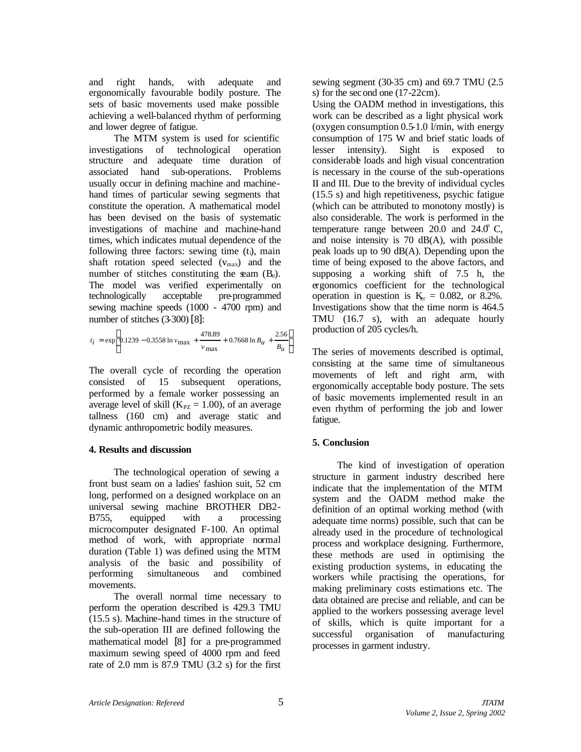and right hands, with adequate and ergonomically favourable bodily posture. The sets of basic movements used make possible achieving a well-balanced rhythm of performing and lower degree of fatigue.

The MTM system is used for scientific investigations of technological operation structure and adequate time duration of associated hand sub-operations. Problems usually occur in defining machine and machine-hand times of particular sewing segments that constitute the operation. A mathematical model has been devised on the basis of systematic investigations of machine and machine-hand times, which indicates mutual dependence of the following three factors: sewing time ($t_i$), main shaft rotation speed selected ($v_{max}$) and the number of stitches constituting the seam ($B_u$). The model was verified experimentally on technologically acceptable pre-programmed sewing machine speeds (1000 - 4700 rpm) and number of stitches (3-300) [8]:

$$t_i = \exp\left(0.1239 - 0.3558 \ln v_{\max} + \frac{478.89}{v_{\max}} + 0.7668 \ln B_u + \frac{2.56}{B_u}\right)$$

The overall cycle of recording the operation consisted of 15 subsequent operations, performed by a female worker possessing an average level of skill ($K_{PZ} = 1.00$), of an average tallness (160 cm) and average static and dynamic anthropometric bodily measures.

## 4. Results and discussion

The technological operation of sewing a front bust seam on a ladies' fashion suit, 52 cm long, performed on a designed workplace on an universal sewing machine BROTHER DB2-B755, equipped with a processing microcomputer designated F-100. An optimal method of work, with appropriate normal duration (Table 1) was defined using the MTM analysis of the basic and possibility of performing simultaneous and combined movements.

The overall normal time necessary to perform the operation described is 429.3 TMU (15.5 s). Machine-hand times in the structure of the sub-operation III are defined following the mathematical model [8] for a pre-programmed maximum sewing speed of 4000 rpm and feed rate of 2.0 mm is 87.9 TMU (3.2 s) for the first sewing segment (30-35 cm) and 69.7 TMU (2.5 s) for the second one (17-22cm).

Using the OADM method in investigations, this work can be described as a light physical work (oxygen consumption 0.5-1.0 l/min, with energy consumption of 175 W and brief static loads of lesser intensity). Sight is exposed to considerable loads and high visual concentration is necessary in the course of the sub-operations II and III. Due to the brevity of individual cycles (15.5 s) and high repetitiveness, psychic fatigue (which can be attributed to monotony mostly) is also considerable. The work is performed in the temperature range between 20.0 and 24.0° C, and noise intensity is 70 dB(A), with possible peak loads up to 90 dB(A). Depending upon the time of being exposed to the above factors, and supposing a working shift of 7.5 h, the ergonomics coefficient for the technological operation in question is $K_{er} = 0.082$, or 8.2%. Investigations show that the time norm is 464.5 TMU (16.7 s), with an adequate hourly production of 205 cycles/h.

The series of movements described is optimal, consisting at the same time of simultaneous movements of left and right arm, with ergonomically acceptable body posture. The sets of basic movements implemented result in an even rhythm of performing the job and lower fatigue.

## 5. Conclusion

The kind of investigation of operation structure in garment industry described here indicate that the implementation of the MTM system and the OADM method make the definition of an optimal working method (with adequate time norms) possible, such that can be already used in the procedure of technological process and workplace designing. Furthermore, these methods are used in optimising the existing production systems, in educating the workers while practising the operations, for making preliminary costs estimations etc. The data obtained are precise and reliable, and can be applied to the workers possessing average level of skills, which is quite important for a successful organisation of manufacturing processes in garment industry.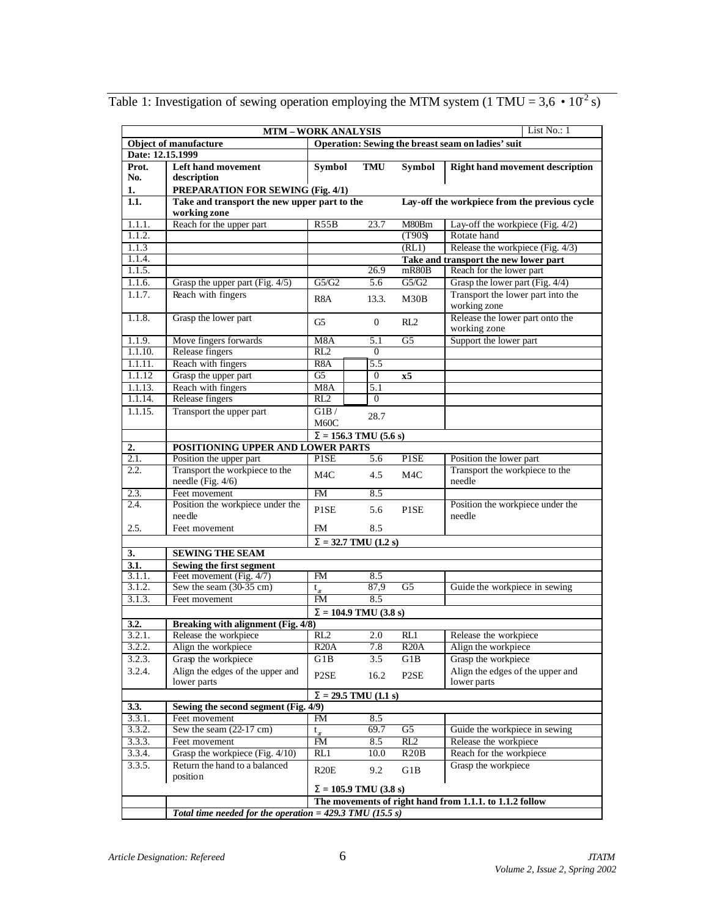Table 1: Investigation of sewing operation employing the MTM system (1 TMU = 3,6 • $10^{-2}$ s)

| MTM – WORK ANALYSIS | | | | | List No.: 1 |
|---|---|---|---|---|---|
| **Object of manufacture** | | **Operation: Sewing the breast seam on ladies' suit** | | | |
| **Date: 12.15.1999** | | | | | |
| **Prot. No.** | **Left hand movement description** | **Symbol** | **TMU** | **Symbol** | **Right hand movement description** |
| **1.** | **PREPARATION FOR SEWING (Fig. 4/1)** | | | | |
| **1.1.** | **Take and transport the new upper part to the working zone** | | | | **Lay-off the workpiece from the previous cycle** |
| 1.1.1. | Reach for the upper part | R55B | 23.7 | M80Bm | Lay-off the workpiece (Fig. 4/2) |
| 1.1.2. | | | | (T90S) | Rotate hand |
| 1.1.3 | | | | (RL1) | Release the workpiece (Fig. 4/3) |
| 1.1.4. | | | | | **Take and transport the new lower part** |
| 1.1.5. | | | 26.9 | mR80B | Reach for the lower part |
| 1.1.6. | Grasp the upper part (Fig. 4/5) | G5/G2 | 5.6 | G5/G2 | Grasp the lower part (Fig. 4/4) |
| 1.1.7. | Reach with fingers | R8A | 13.3. | M30B | Transport the lower part into the working zone |
| 1.1.8. | Grasp the lower part | G5 | 0 | RL2 | Release the lower part onto the working zone |
| 1.1.9. | Move fingers forwards | M8A | 5.1 | G5 | Support the lower part |
| 1.1.10. | Release fingers | RL2 | 0 | | |
| 1.1.11. | Reach with fingers | R8A | 5.5 | | |
| 1.1.12 | Grasp the upper part | G5 | 0 | **x5** | |
| 1.1.13. | Reach with fingers | M8A | 5.1 | | |
| 1.1.14. | Release fingers | RL2 | 0 | | |
| 1.1.15. | Transport the upper part | G1B / M60C | 28.7 | | |
| | | **Σ = 156.3 TMU (5.6 s)** | | | |
| **2.** | **POSITIONING UPPER AND LOWER PARTS** | | | | |
| 2.1. | Position the upper part | P1SE | 5.6 | P1SE | Position the lower part |
| 2.2. | Transport the workpiece to the needle (Fig. 4/6) | M4C | 4.5 | M4C | Transport the workpiece to the needle |
| 2.3. | Feet movement | FM | 8.5 | | |
| 2.4. | Position the workpiece under the needle | P1SE | 5.6 | P1SE | Position the workpiece under the needle |
| 2.5. | Feet movement | FM | 8.5 | | |
| | | **Σ = 32.7 TMU (1.2 s)** | | | |
| **3.** | **SEWING THE SEAM** | | | | |
| **3.1.** | **Sewing the first segment** | | | | |
| 3.1.1. | Feet movement (Fig. 4/7) | FM | 8.5 | | |
| 3.1.2. | Sew the seam (30-35 cm) | $t_{ar}$ | 87,9 | G5 | Guide the workpiece in sewing |
| 3.1.3. | Feet movement | FM | 8.5 | | |
| | | **Σ = 104.9 TMU (3.8 s)** | | | |
| **3.2.** | **Breaking with alignment (Fig. 4/8)** | | | | |
| 3.2.1. | Release the workpiece | RL2 | 2.0 | RL1 | Release the workpiece |
| 3.2.2. | Align the workpiece | R20A | 7.8 | R20A | Align the workpiece |
| 3.2.3. | Grasp the workpiece | G1B | 3.5 | G1B | Grasp the workpiece |
| 3.2.4. | Align the edges of the upper and lower parts | P2SE | 16.2 | P2SE | Align the edges of the upper and lower parts |
| | | **Σ = 29.5 TMU (1.1 s)** | | | |
| **3.3.** | **Sewing the second segment (Fig. 4/9)** | | | | |
| 3.3.1. | Feet movement | FM | 8.5 | | |
| 3.3.2. | Sew the seam (22-17 cm) | $t_{ar}$ | 69.7 | G5 | Guide the workpiece in sewing |
| 3.3.3. | Feet movement | FM | 8.5 | RL2 | Release the workpiece |
| 3.3.4. | Grasp the workpiece (Fig. 4/10) | RL1 | 10.0 | R20B | Reach for the workpiece |
| 3.3.5. | Return the hand to a balanced position | R20E | 9.2 | G1B | Grasp the workpiece |
| | | **Σ = 105.9 TMU (3.8 s)** | | | |
| | | **The movements of right hand from 1.1.1. to 1.1.2 follow** | | | |
| | ***Total time needed for the operation = 429.3 TMU (15.5 s)*** | | | | |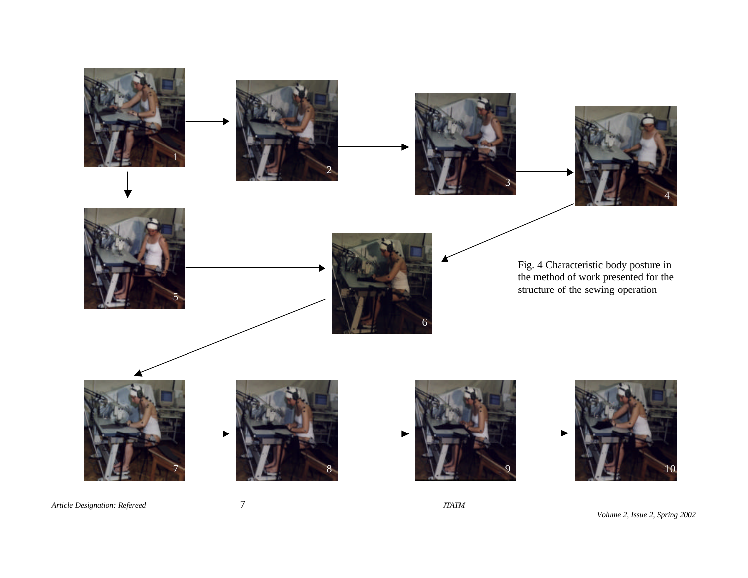Fig. 4 Characteristic body posture in the method of work presented for the structure of the sewing operation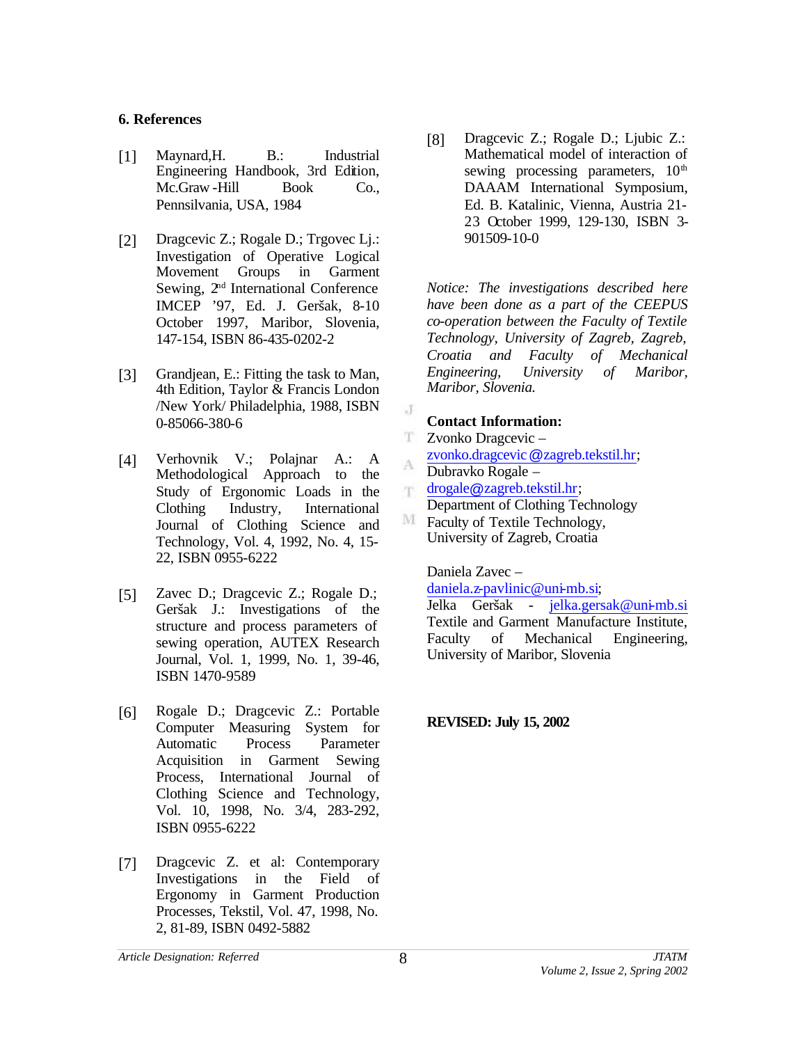## 6. References

[1] Maynard,H. B.: Industrial Engineering Handbook, 3rd Edition, Mc.Graw-Hill Book Co., Pennsilvania, USA, 1984

[2] Dragcevic Z.; Rogale D.; Trgovec Lj.: Investigation of Operative Logical Movement Groups in Garment Sewing, 2nd International Conference IMCEP '97, Ed. J. Geršak, 8-10 October 1997, Maribor, Slovenia, 147-154, ISBN 86-435-0202-2

[3] Grandjean, E.: Fitting the task to Man, 4th Edition, Taylor & Francis London /New York/ Philadelphia, 1988, ISBN 0-85066-380-6

[4] Verhovnik V.; Polajnar A.: A Methodological Approach to the Study of Ergonomic Loads in the Clothing Industry, International Journal of Clothing Science and Technology, Vol. 4, 1992, No. 4, 15-22, ISBN 0955-6222

[5] Zavec D.; Dragcevic Z.; Rogale D.; Geršak J.: Investigations of the structure and process parameters of sewing operation, AUTEX Research Journal, Vol. 1, 1999, No. 1, 39-46, ISBN 1470-9589

[6] Rogale D.; Dragcevic Z.: Portable Computer Measuring System for Automatic Process Parameter Acquisition in Garment Sewing Process, International Journal of Clothing Science and Technology, Vol. 10, 1998, No. 3/4, 283-292, ISBN 0955-6222

[7] Dragcevic Z. et al: Contemporary Investigations in the Field of Ergonomy in Garment Production Processes, Tekstil, Vol. 47, 1998, No. 2, 81-89, ISBN 0492-5882

[8] Dragcevic Z.; Rogale D.; Ljubic Z.: Mathematical model of interaction of sewing processing parameters, 10th DAAAM International Symposium, Ed. B. Katalinic, Vienna, Austria 21-23 October 1999, 129-130, ISBN 3-901509-10-0

*Notice: The investigations described here have been done as a part of the CEEPUS co-operation between the Faculty of Textile Technology, University of Zagreb, Zagreb, Croatia and Faculty of Mechanical Engineering, University of Maribor, Maribor, Slovenia.*

**Contact Information:**

Zvonko Dragcevic – zvonko.dragcevic@zagreb.tekstil.hr;
Dubravko Rogale – drogale@zagreb.tekstil.hr;
Department of Clothing Technology
Faculty of Textile Technology,
University of Zagreb, Croatia

Daniela Zavec – daniela.z-pavlinic@uni-mb.si;
Jelka Geršak - jelka.gersak@uni-mb.si
Textile and Garment Manufacture Institute, Faculty of Mechanical Engineering, University of Maribor, Slovenia

**REVISED: July 15, 2002**